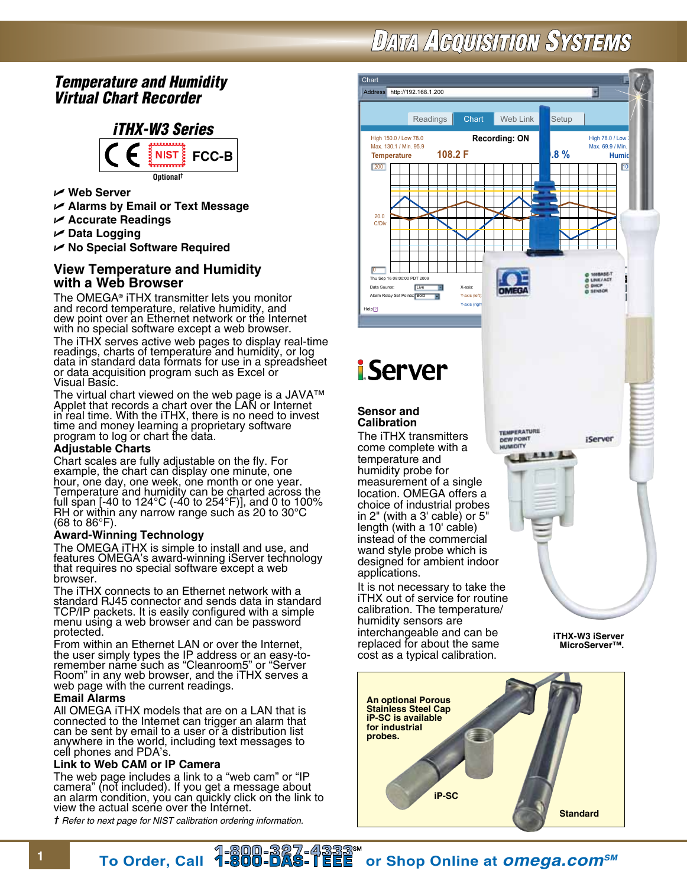# Temperature and Humidity Virtual Chart Recorder

## iTHX-W3 Series

CE NIST FCC-B

Optional†

- Web Server
- Alarms by Email or Text Message
- Accurate Readings
- Data Logging
- No Special Software Required

## View Temperature and Humidity with a Web Browser

The OMEGA® iTHX transmitter lets you monitor and record temperature, relative humidity, and dew point over an Ethernet network or the Internet with no special software except a web browser.

The iTHX serves active web pages to display real-time readings, charts of temperature and humidity, or log data in standard data formats for use in a spreadsheet or data acquisition program such as Excel or Visual Basic.

The virtual chart viewed on the web page is a JAVA™ Applet that records a chart over the LAN or Internet in real time. With the iTHX, there is no need to invest time and money learning a proprietary software program to log or chart the data.

### Adjustable Charts

Chart scales are fully adjustable on the fly. For example, the chart can display one minute, one hour, one day, one week, one month or one year. Temperature and humidity can be charted across the full span [-40 to 124°C (-40 to 254°F)], and 0 to 100% RH or within any narrow range such as 20 to 30°C (68 to 86°F).

### Award-Winning Technology

The OMEGA iTHX is simple to install and use, and features OMEGA's award-winning iServer technology that requires no special software except a web browser.

The iTHX connects to an Ethernet network with a standard RJ45 connector and sends data in standard TCP/IP packets. It is easily configured with a simple menu using a web browser and can be password protected.

From within an Ethernet LAN or over the Internet, the user simply types the IP address or an easy-to-remember server name such as "Cleanroom5" or "Server Room" in any web browser, and the iTHX serves a web page with the current readings.

### Email Alarms

All OMEGA iTHX models that are on a LAN that is connected to the Internet can trigger an alarm that can be sent by email to a user or a distribution list anywhere in the world, including text messages to cell phones and PDA's.

### Link to Web CAM or IP Camera

The web page includes a link to a "web cam" or "IP camera" (not included). If you get a message about an alarm condition, you can quickly click on the link to view the actual scene over the Internet.

*† Refer to next page for NIST calibration ordering information.*

### Sensor and Calibration

The iTHX transmitters come complete with a temperature and humidity probe for measurement of a single location. OMEGA offers a choice of industrial probes in 2" (with a 3' cable) or 5" length (with a 10' cable) instead of the commercial wand style probe which is designed for ambient indoor applications.

It is not necessary to take the iTHX out of service for routine calibration. The temperature/humidity sensors are interchangeable and can be replaced for about the same cost as a typical calibration.

iTHX-W3 iServer MicroServer™.

An optional Porous Stainless Steel Cap iP-SC is available for industrial probes.

iP-SC

Standard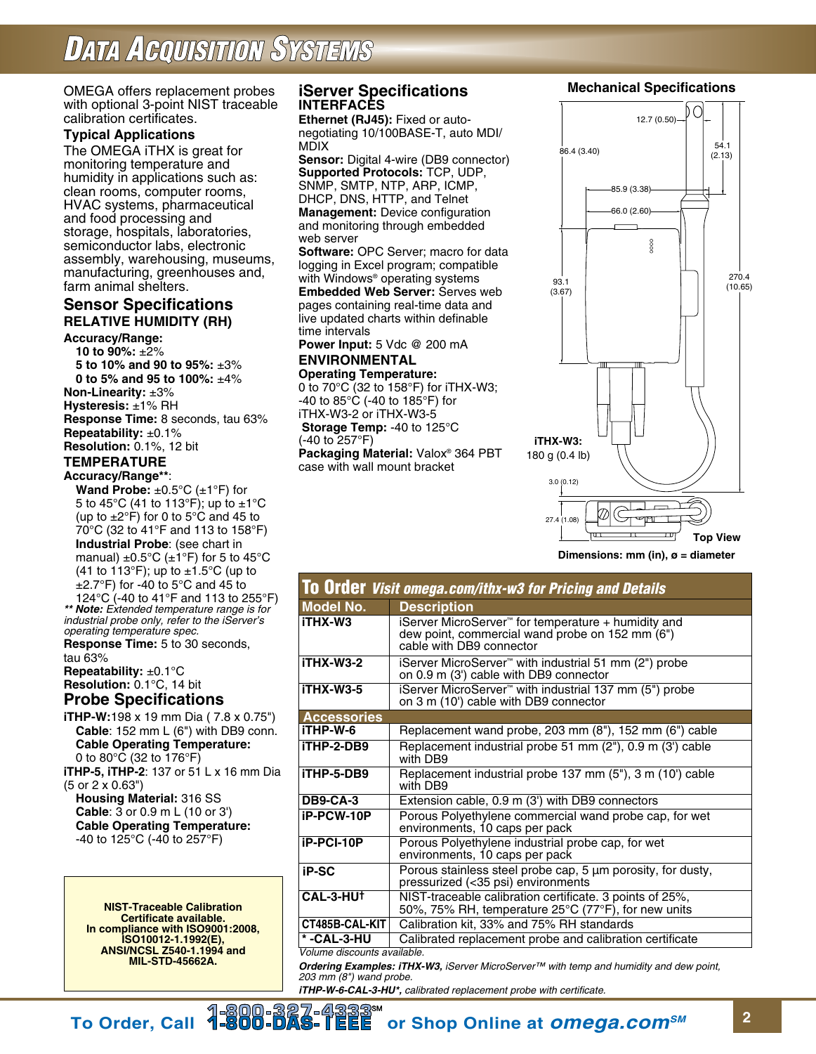# Data Acquisition Systems

OMEGA offers replacement probes with optional 3-point NIST traceable calibration certificates.

## Typical Applications

The OMEGA iTHX is great for monitoring temperature and humidity in applications such as: clean rooms, computer rooms, HVAC systems, pharmaceutical and food processing and storage, hospitals, laboratories, semiconductor labs, electronic assembly, warehousing, museums, manufacturing, greenhouses and, farm animal shelters.

## Sensor Specifications

### RELATIVE HUMIDITY (RH)

**Accuracy/Range:**
- **10 to 90%:** ±2%
- **5 to 10% and 90 to 95%:** ±3%
- **0 to 5% and 95 to 100%:** ±4%

**Non-Linearity:** ±3%
**Hysteresis:** ±1% RH
**Response Time:** 8 seconds, tau 63%
**Repeatability:** ±0.1%
**Resolution:** 0.1%, 12 bit

### TEMPERATURE

**Accuracy/Range****:

**Wand Probe:** ±0.5°C (±1°F) for 5 to 45°C (41 to 113°F); up to ±1°C (up to ±2°F) for 0 to 5°C and 45 to 70°C (32 to 41°F and 113 to 158°F)

**Industrial Probe**: (see chart in manual) ±0.5°C (±1°F) for 5 to 45°C (41 to 113°F); up to ±1.5°C (up to ±2.7°F) for -40 to 5°C and 45 to 124°C (-40 to 41°F and 113 to 255°F)

*** Note:* Extended temperature range is for industrial probe only, refer to the iServer's operating temperature spec.*

**Response Time:** 5 to 30 seconds, tau 63%
**Repeatability:** ±0.1°C
**Resolution:** 0.1°C, 14 bit

## Probe Specifications

**iTHP-W:**198 x 19 mm Dia ( 7.8 x 0.75")
**Cable**: 152 mm L (6") with DB9 conn.
**Cable Operating Temperature:** 0 to 80°C (32 to 176°F)

**iTHP-5, iTHP-2**: 137 or 51 L x 16 mm Dia (5 or 2 x 0.63")
**Housing Material:** 316 SS
**Cable**: 3 or 0.9 m L (10 or 3')
**Cable Operating Temperature:** -40 to 125°C (-40 to 257°F)

**NIST-Traceable Calibration Certificate available. In compliance with ISO9001:2008, ISO10012-1.1992(E), ANSI/NCSL Z540-1.1994 and MIL-STD-45662A.**

## iServer Specifications

### INTERFACES

**Ethernet (RJ45):** Fixed or auto-negotiating 10/100BASE-T, auto MDI/MDIX
**Sensor:** Digital 4-wire (DB9 connector)
**Supported Protocols:** TCP, UDP, SNMP, SMTP, NTP, ARP, ICMP, DHCP, DNS, HTTP, and Telnet
**Management:** Device configuration and monitoring through embedded web server
**Software:** OPC Server; macro for data logging in Excel program; compatible with Windows® operating systems
**Embedded Web Server:** Serves web pages containing real-time data and live updated charts within definable time intervals
**Power Input:** 5 Vdc @ 200 mA

### ENVIRONMENTAL

**Operating Temperature:** 0 to 70°C (32 to 158°F) for iTHX-W3; -40 to 85°C (-40 to 185°F) for iTHX-W3-2 or iTHX-W3-5
**Storage Temp:** -40 to 125°C (-40 to 257°F)
**Packaging Material:** Valox® 364 PBT case with wall mount bracket

## Mechanical Specifications

12.7 (0.50)
54.1 (2.13)
86.4 (3.40)
85.9 (3.38)
66.0 (2.60)
93.1 (3.67)
270.4 (10.65)
**iTHX-W3:** 180 g (0.4 lb)
3.0 (0.12)
27.4 (1.08)
**Top View**

**Dimensions: mm (in), ø = diameter**

## To Order *Visit omega.com/ithx-w3 for Pricing and Details*

| Model No. | Description |
|---|---|
| **iTHX-W3** | iServer MicroServer™ for temperature + humidity and dew point, commercial wand probe on 152 mm (6") cable with DB9 connector |
| **iTHX-W3-2** | iServer MicroServer™ with industrial 51 mm (2") probe on 0.9 m (3') cable with DB9 connector |
| **iTHX-W3-5** | iServer MicroServer™ with industrial 137 mm (5") probe on 3 m (10') cable with DB9 connector |
| **Accessories** | |
| **iTHP-W-6** | Replacement wand probe, 203 mm (8"), 152 mm (6") cable |
| **iTHP-2-DB9** | Replacement industrial probe 51 mm (2"), 0.9 m (3') cable with DB9 |
| **iTHP-5-DB9** | Replacement industrial probe 137 mm (5"), 3 m (10') cable with DB9 |
| **DB9-CA-3** | Extension cable, 0.9 m (3') with DB9 connectors |
| **iP-PCW-10P** | Porous Polyethylene commercial wand probe cap, for wet environments, 10 caps per pack |
| **iP-PCI-10P** | Porous Polyethylene industrial probe cap, for wet environments, 10 caps per pack |
| **iP-SC** | Porous stainless steel probe cap, 5 µm porosity, for dusty, pressurized (<35 psi) environments |
| **CAL-3-HU†** | NIST-traceable calibration certificate. 3 points of 25%, 50%, 75% RH, temperature 25°C (77°F), for new units |
| **CT485B-CAL-KIT** | Calibration kit, 33% and 75% RH standards |
| **\* -CAL-3-HU** | Calibrated replacement probe and calibration certificate |

*Volume discounts available.*

***Ordering Examples:** **iTHX-W3,** iServer MicroServer™ with temp and humidity and dew point, 203 mm (8") wand probe.*

***iTHP-W-6-CAL-3-HU\*,** calibrated replacement probe with certificate.*

To Order, Call 1-800-327-4333℠ 1-800-DAS-IEEE or Shop Online at *omega.com*℠